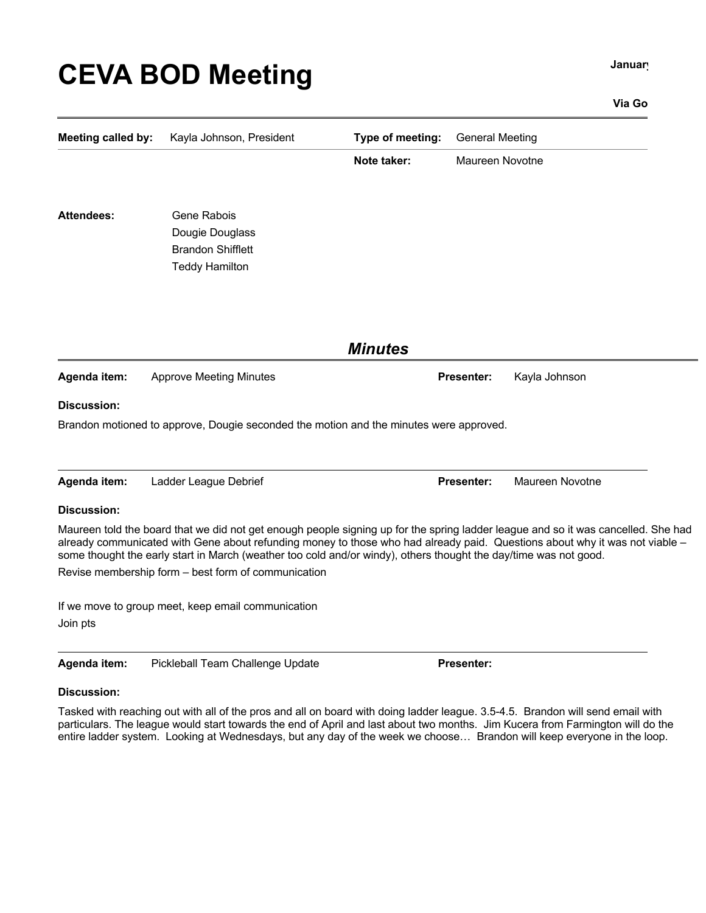# CEVA BOD Meeting

**Januar**

**Via Go**

| **Meeting called by:** | Kayla Johnson, President | **Type of meeting:** | General Meeting |
|---|---|---|---|
| | | **Note taker:** | Maureen Novotne |

**Attendees:**

Gene Rabois
Dougie Douglass
Brandon Shifflett
Teddy Hamilton

## *Minutes*

**Agenda item:** Approve Meeting Minutes **Presenter:** Kayla Johnson

**Discussion:**

Brandon motioned to approve, Dougie seconded the motion and the minutes were approved.

---

**Agenda item:** Ladder League Debrief **Presenter:** Maureen Novotne

**Discussion:**

Maureen told the board that we did not get enough people signing up for the spring ladder league and so it was cancelled. She had already communicated with Gene about refunding money to those who had already paid. Questions about why it was not viable – some thought the early start in March (weather too cold and/or windy), others thought the day/time was not good.

Revise membership form – best form of communication

If we move to group meet, keep email communication

Join pts

---

**Agenda item:** Pickleball Team Challenge Update **Presenter:**

**Discussion:**

Tasked with reaching out with all of the pros and all on board with doing ladder league. 3.5-4.5. Brandon will send email with particulars. The league would start towards the end of April and last about two months. Jim Kucera from Farmington will do the entire ladder system. Looking at Wednesdays, but any day of the week we choose… Brandon will keep everyone in the loop.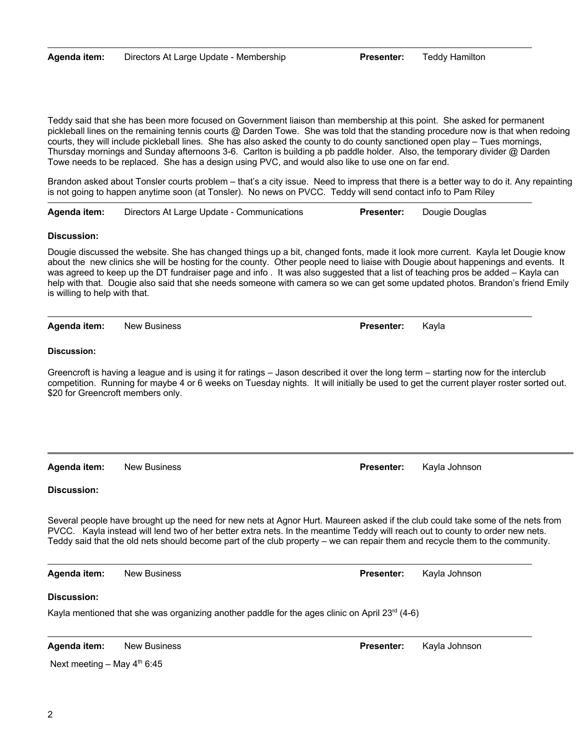**Agenda item:** Directors At Large Update - Membership **Presenter:** Teddy Hamilton

Teddy said that she has been more focused on Government liaison than membership at this point. She asked for permanent pickleball lines on the remaining tennis courts @ Darden Towe. She was told that the standing procedure now is that when redoing courts, they will include pickleball lines. She has also asked the county to do county sanctioned open play – Tues mornings, Thursday mornings and Sunday afternoons 3-6. Carlton is building a pb paddle holder. Also, the temporary divider @ Darden Towe needs to be replaced. She has a design using PVC, and would also like to use one on far end.

Brandon asked about Tonsler courts problem – that's a city issue. Need to impress that there is a better way to do it. Any repainting is not going to happen anytime soon (at Tonsler). No news on PVCC. Teddy will send contact info to Pam Riley

---

**Agenda item:** Directors At Large Update - Communications **Presenter:** Dougie Douglas

**Discussion:**

Dougie discussed the website. She has changed things up a bit, changed fonts, made it look more current. Kayla let Dougie know about the new clinics she will be hosting for the county. Other people need to liaise with Dougie about happenings and events. It was agreed to keep up the DT fundraiser page and info . It was also suggested that a list of teaching pros be added – Kayla can help with that. Dougie also said that she needs someone with camera so we can get some updated photos. Brandon's friend Emily is willing to help with that.

---

**Agenda item:** New Business **Presenter:** Kayla

**Discussion:**

Greencroft is having a league and is using it for ratings – Jason described it over the long term – starting now for the interclub competition. Running for maybe 4 or 6 weeks on Tuesday nights. It will initially be used to get the current player roster sorted out. $20 for Greencroft members only.

---

**Agenda item:** New Business **Presenter:** Kayla Johnson

**Discussion:**

Several people have brought up the need for new nets at Agnor Hurt. Maureen asked if the club could take some of the nets from PVCC. Kayla instead will lend two of her better extra nets. In the meantime Teddy will reach out to county to order new nets. Teddy said that the old nets should become part of the club property – we can repair them and recycle them to the community.

---

**Agenda item:** New Business **Presenter:** Kayla Johnson

**Discussion:**

Kayla mentioned that she was organizing another paddle for the ages clinic on April 23rd (4-6)

---

**Agenda item:** New Business **Presenter:** Kayla Johnson

Next meeting – May 4th 6:45